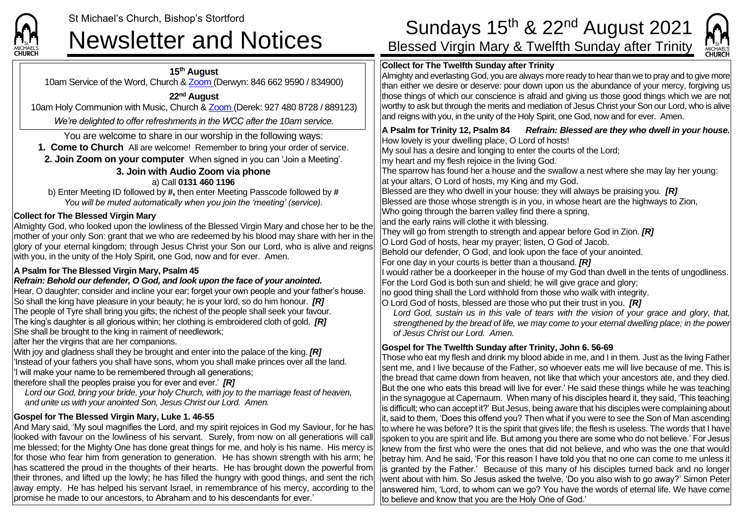St Michael's Church, Bishop's Stortford

# Newsletter and Notices

# Sundays 15th & 22nd August 2021

Blessed Virgin Mary & Twelfth Sunday after Trinity

**15th August**

10am Service of the Word, Church & Zoom (Derwyn: 846 662 9590 / 834900)

**22nd August**

10am Holy Communion with Music, Church & Zoom (Derek: 927 480 8728 / 889123)

*We're delighted to offer refreshments in the WCC after the 10am service.*

You are welcome to share in our worship in the following ways:

**1. Come to Church** All are welcome! Remember to bring your order of service.

**2. Join Zoom on your computer** When signed in you can 'Join a Meeting'.

**3. Join with Audio Zoom via phone**

a) Call **0131 460 1196**

b) Enter Meeting ID followed by **#**, then enter Meeting Passcode followed by **#**

*You will be muted automatically when you join the 'meeting' (service).*

**Collect for The Blessed Virgin Mary**

Almighty God, who looked upon the lowliness of the Blessed Virgin Mary and chose her to be the mother of your only Son: grant that we who are redeemed by his blood may share with her in the glory of your eternal kingdom; through Jesus Christ your Son our Lord, who is alive and reigns with you, in the unity of the Holy Spirit, one God, now and for ever. Amen.

**A Psalm for The Blessed Virgin Mary, Psalm 45**

***Refrain: Behold our defender, O God, and look upon the face of your anointed.***

Hear, O daughter; consider and incline your ear; forget your own people and your father's house.
So shall the king have pleasure in your beauty; he is your lord, so do him honour. ***[R]***
The people of Tyre shall bring you gifts; the richest of the people shall seek your favour.
The king's daughter is all glorious within; her clothing is embroidered cloth of gold. ***[R]***
She shall be brought to the king in raiment of needlework;
after her the virgins that are her companions.
With joy and gladness shall they be brought and enter into the palace of the king. ***[R]***
'Instead of your fathers you shall have sons, whom you shall make princes over all the land.
'I will make your name to be remembered through all generations;
therefore shall the peoples praise you for ever and ever.' ***[R]***

*Lord our God, bring your bride, your holy Church, with joy to the marriage feast of heaven, and unite us with your anointed Son, Jesus Christ our Lord. Amen.*

**Gospel for The Blessed Virgin Mary, Luke 1. 46-55**

And Mary said, 'My soul magnifies the Lord, and my spirit rejoices in God my Saviour, for he has looked with favour on the lowliness of his servant. Surely, from now on all generations will call me blessed; for the Mighty One has done great things for me, and holy is his name. His mercy is for those who fear him from generation to generation. He has shown strength with his arm; he has scattered the proud in the thoughts of their hearts. He has brought down the powerful from their thrones, and lifted up the lowly; he has filled the hungry with good things, and sent the rich away empty. He has helped his servant Israel, in remembrance of his mercy, according to the promise he made to our ancestors, to Abraham and to his descendants for ever.'

**Collect for The Twelfth Sunday after Trinity**

Almighty and everlasting God, you are always more ready to hear than we to pray and to give more than either we desire or deserve: pour down upon us the abundance of your mercy, forgiving us those things of which our conscience is afraid and giving us those good things which we are not worthy to ask but through the merits and mediation of Jesus Christ your Son our Lord, who is alive and reigns with you, in the unity of the Holy Spirit, one God, now and for ever. Amen.

**A Psalm for Trinity 12, Psalm 84** ***Refrain: Blessed are they who dwell in your house.***

How lovely is your dwelling place, O Lord of hosts!
My soul has a desire and longing to enter the courts of the Lord;
my heart and my flesh rejoice in the living God.
The sparrow has found her a house and the swallow a nest where she may lay her young:
at your altars, O Lord of hosts, my King and my God.
Blessed are they who dwell in your house: they will always be praising you. ***[R]***
Blessed are those whose strength is in you, in whose heart are the highways to Zion,
Who going through the barren valley find there a spring,
and the early rains will clothe it with blessing.
They will go from strength to strength and appear before God in Zion. ***[R]***
O Lord God of hosts, hear my prayer; listen, O God of Jacob.
Behold our defender, O God, and look upon the face of your anointed.
For one day in your courts is better than a thousand. ***[R]***
I would rather be a doorkeeper in the house of my God than dwell in the tents of ungodliness.
For the Lord God is both sun and shield; he will give grace and glory;
no good thing shall the Lord withhold from those who walk with integrity.
O Lord God of hosts, blessed are those who put their trust in you. ***[R]***

*Lord God, sustain us in this vale of tears with the vision of your grace and glory, that, strengthened by the bread of life, we may come to your eternal dwelling place; in the power of Jesus Christ our Lord. Amen.*

**Gospel for The Twelfth Sunday after Trinity, John 6. 56-69**

Those who eat my flesh and drink my blood abide in me, and I in them. Just as the living Father sent me, and I live because of the Father, so whoever eats me will live because of me. This is the bread that came down from heaven, not like that which your ancestors ate, and they died. But the one who eats this bread will live for ever.' He said these things while he was teaching in the synagogue at Capernaum. When many of his disciples heard it, they said, 'This teaching is difficult; who can accept it?' But Jesus, being aware that his disciples were complaining about it, said to them, 'Does this offend you? Then what if you were to see the Son of Man ascending to where he was before? It is the spirit that gives life; the flesh is useless. The words that I have spoken to you are spirit and life. But among you there are some who do not believe.' For Jesus knew from the first who were the ones that did not believe, and who was the one that would betray him. And he said, 'For this reason I have told you that no one can come to me unless it is granted by the Father.' Because of this many of his disciples turned back and no longer went about with him. So Jesus asked the twelve, 'Do you also wish to go away?' Simon Peter answered him, 'Lord, to whom can we go? You have the words of eternal life. We have come to believe and know that you are the Holy One of God.'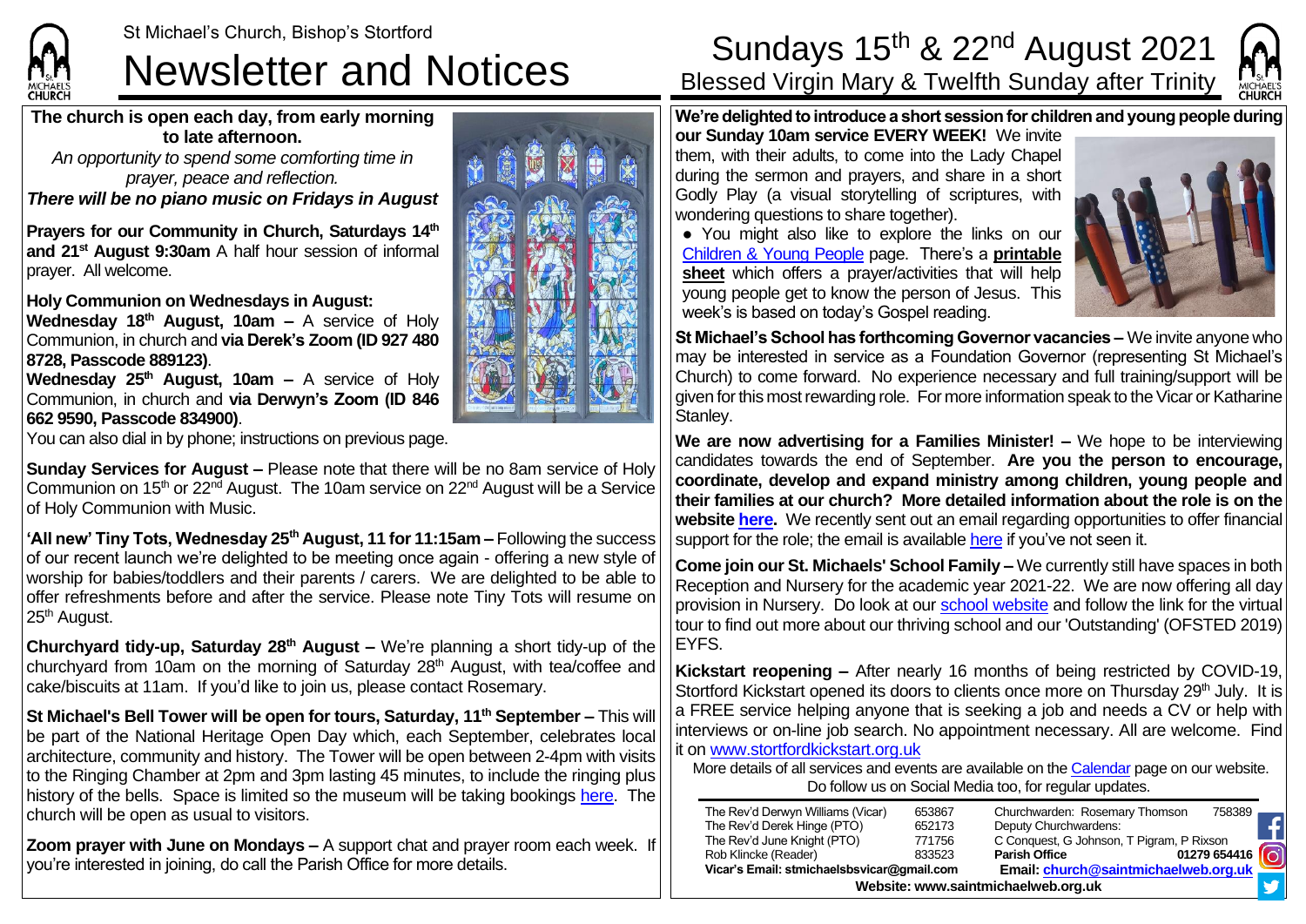St Michael's Church, Bishop's Stortford

# Newsletter and Notices

# Sundays 15th & 22nd August 2021

Blessed Virgin Mary & Twelfth Sunday after Trinity

**The church is open each day, from early morning to late afternoon.**

*An opportunity to spend some comforting time in prayer, peace and reflection.*

***There will be no piano music on Fridays in August***

**Prayers for our Community in Church, Saturdays 14th and 21st August 9:30am** A half hour session of informal prayer. All welcome.

**Holy Communion on Wednesdays in August:**

**Wednesday 18th August, 10am –** A service of Holy Communion, in church and **via Derek's Zoom (ID 927 480 8728, Passcode 889123)**.

**Wednesday 25th August, 10am –** A service of Holy Communion, in church and **via Derwyn's Zoom (ID 846 662 9590, Passcode 834900)**.

You can also dial in by phone; instructions on previous page.

**Sunday Services for August –** Please note that there will be no 8am service of Holy Communion on 15th or 22nd August. The 10am service on 22nd August will be a Service of Holy Communion with Music.

**'All new' Tiny Tots, Wednesday 25th August, 11 for 11:15am –** Following the success of our recent launch we're delighted to be meeting once again - offering a new style of worship for babies/toddlers and their parents / carers. We are delighted to be able to offer refreshments before and after the service. Please note Tiny Tots will resume on 25th August.

**Churchyard tidy-up, Saturday 28th August –** We're planning a short tidy-up of the churchyard from 10am on the morning of Saturday 28th August, with tea/coffee and cake/biscuits at 11am. If you'd like to join us, please contact Rosemary.

**St Michael's Bell Tower will be open for tours, Saturday, 11th September –** This will be part of the National Heritage Open Day which, each September, celebrates local architecture, community and history. The Tower will be open between 2-4pm with visits to the Ringing Chamber at 2pm and 3pm lasting 45 minutes, to include the ringing plus history of the bells. Space is limited so the museum will be taking bookings here. The church will be open as usual to visitors.

**Zoom prayer with June on Mondays –** A support chat and prayer room each week. If you're interested in joining, do call the Parish Office for more details.

**We're delighted to introduce a short session for children and young people during our Sunday 10am service EVERY WEEK!** We invite them, with their adults, to come into the Lady Chapel during the sermon and prayers, and share in a short Godly Play (a visual storytelling of scriptures, with wondering questions to share together).

- You might also like to explore the links on our Children & Young People page. There's a **printable sheet** which offers a prayer/activities that will help young people get to know the person of Jesus. This week's is based on today's Gospel reading.

**St Michael's School has forthcoming Governor vacancies –** We invite anyone who may be interested in service as a Foundation Governor (representing St Michael's Church) to come forward. No experience necessary and full training/support will be given for this most rewarding role. For more information speak to the Vicar or Katharine Stanley.

**We are now advertising for a Families Minister! –** We hope to be interviewing candidates towards the end of September. **Are you the person to encourage, coordinate, develop and expand ministry among children, young people and their families at our church? More detailed information about the role is on the website here.** We recently sent out an email regarding opportunities to offer financial support for the role; the email is available here if you've not seen it.

**Come join our St. Michaels' School Family –** We currently still have spaces in both Reception and Nursery for the academic year 2021-22. We are now offering all day provision in Nursery. Do look at our school website and follow the link for the virtual tour to find out more about our thriving school and our 'Outstanding' (OFSTED 2019) EYFS.

**Kickstart reopening –** After nearly 16 months of being restricted by COVID-19, Stortford Kickstart opened its doors to clients once more on Thursday 29th July. It is a FREE service helping anyone that is seeking a job and needs a CV or help with interviews or on-line job search. No appointment necessary. All are welcome. Find it on www.stortfordkickstart.org.uk

More details of all services and events are available on the Calendar page on our website. Do follow us on Social Media too, for regular updates.

| | | | |
|---|---|---|---|
| The Rev'd Derwyn Williams (Vicar) | 653867 | Churchwarden: Rosemary Thomson | 758389 |
| The Rev'd Derek Hinge (PTO) | 652173 | Deputy Churchwardens: | |
| The Rev'd June Knight (PTO) | 771756 | C Conquest, G Johnson, T Pigram, P Rixson | |
| Rob Klincke (Reader) | 833523 | **Parish Office** | **01279 654416** |
| **Vicar's Email: stmichaelsbsvicar@gmail.com** | | **Email: church@saintmichaelweb.org.uk** | |

**Website: www.saintmichaelweb.org.uk**